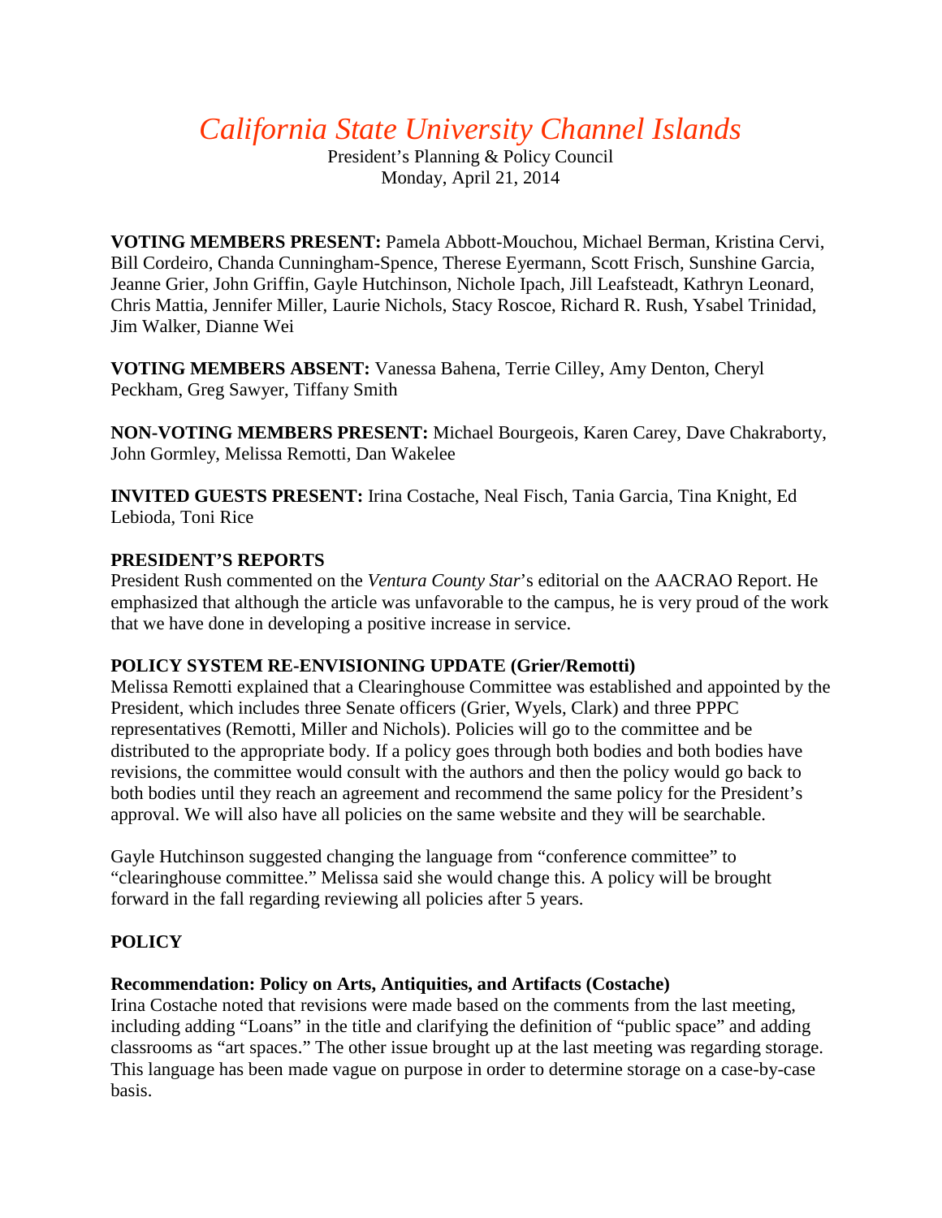# *California State University Channel Islands*

President's Planning & Policy Council
Monday, April 21, 2014

**VOTING MEMBERS PRESENT:** Pamela Abbott-Mouchou, Michael Berman, Kristina Cervi, Bill Cordeiro, Chanda Cunningham-Spence, Therese Eyermann, Scott Frisch, Sunshine Garcia, Jeanne Grier, John Griffin, Gayle Hutchinson, Nichole Ipach, Jill Leafsteadt, Kathryn Leonard, Chris Mattia, Jennifer Miller, Laurie Nichols, Stacy Roscoe, Richard R. Rush, Ysabel Trinidad, Jim Walker, Dianne Wei

**VOTING MEMBERS ABSENT:** Vanessa Bahena, Terrie Cilley, Amy Denton, Cheryl Peckham, Greg Sawyer, Tiffany Smith

**NON-VOTING MEMBERS PRESENT:** Michael Bourgeois, Karen Carey, Dave Chakraborty, John Gormley, Melissa Remotti, Dan Wakelee

**INVITED GUESTS PRESENT:** Irina Costache, Neal Fisch, Tania Garcia, Tina Knight, Ed Lebioda, Toni Rice

**PRESIDENT'S REPORTS**

President Rush commented on the *Ventura County Star*'s editorial on the AACRAO Report. He emphasized that although the article was unfavorable to the campus, he is very proud of the work that we have done in developing a positive increase in service.

**POLICY SYSTEM RE-ENVISIONING UPDATE (Grier/Remotti)**

Melissa Remotti explained that a Clearinghouse Committee was established and appointed by the President, which includes three Senate officers (Grier, Wyels, Clark) and three PPPC representatives (Remotti, Miller and Nichols). Policies will go to the committee and be distributed to the appropriate body. If a policy goes through both bodies and both bodies have revisions, the committee would consult with the authors and then the policy would go back to both bodies until they reach an agreement and recommend the same policy for the President's approval. We will also have all policies on the same website and they will be searchable.

Gayle Hutchinson suggested changing the language from "conference committee" to "clearinghouse committee." Melissa said she would change this. A policy will be brought forward in the fall regarding reviewing all policies after 5 years.

**POLICY**

**Recommendation: Policy on Arts, Antiquities, and Artifacts (Costache)**

Irina Costache noted that revisions were made based on the comments from the last meeting, including adding "Loans" in the title and clarifying the definition of "public space" and adding classrooms as "art spaces." The other issue brought up at the last meeting was regarding storage. This language has been made vague on purpose in order to determine storage on a case-by-case basis.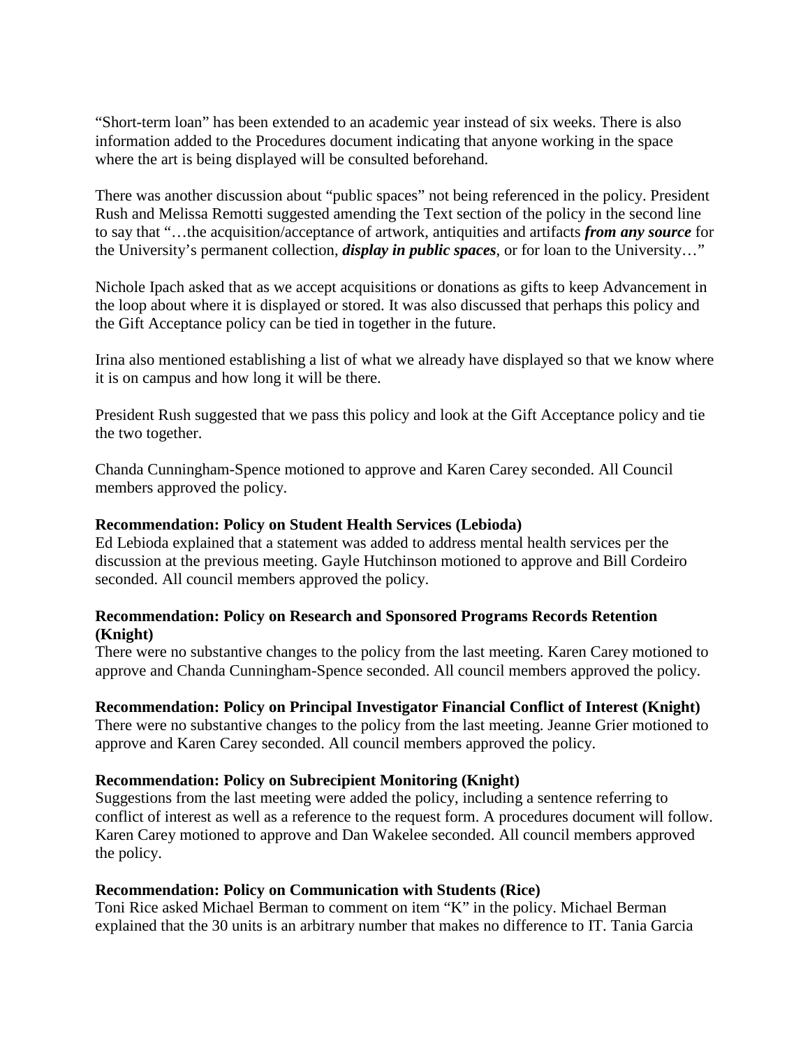"Short-term loan" has been extended to an academic year instead of six weeks. There is also information added to the Procedures document indicating that anyone working in the space where the art is being displayed will be consulted beforehand.

There was another discussion about "public spaces" not being referenced in the policy. President Rush and Melissa Remotti suggested amending the Text section of the policy in the second line to say that "…the acquisition/acceptance of artwork, antiquities and artifacts ***from any source*** for the University's permanent collection, ***display in public spaces***, or for loan to the University…"

Nichole Ipach asked that as we accept acquisitions or donations as gifts to keep Advancement in the loop about where it is displayed or stored. It was also discussed that perhaps this policy and the Gift Acceptance policy can be tied in together in the future.

Irina also mentioned establishing a list of what we already have displayed so that we know where it is on campus and how long it will be there.

President Rush suggested that we pass this policy and look at the Gift Acceptance policy and tie the two together.

Chanda Cunningham-Spence motioned to approve and Karen Carey seconded. All Council members approved the policy.

**Recommendation: Policy on Student Health Services (Lebioda)**
Ed Lebioda explained that a statement was added to address mental health services per the discussion at the previous meeting. Gayle Hutchinson motioned to approve and Bill Cordeiro seconded. All council members approved the policy.

**Recommendation: Policy on Research and Sponsored Programs Records Retention (Knight)**
There were no substantive changes to the policy from the last meeting. Karen Carey motioned to approve and Chanda Cunningham-Spence seconded. All council members approved the policy.

**Recommendation: Policy on Principal Investigator Financial Conflict of Interest (Knight)**
There were no substantive changes to the policy from the last meeting. Jeanne Grier motioned to approve and Karen Carey seconded. All council members approved the policy.

**Recommendation: Policy on Subrecipient Monitoring (Knight)**
Suggestions from the last meeting were added the policy, including a sentence referring to conflict of interest as well as a reference to the request form. A procedures document will follow. Karen Carey motioned to approve and Dan Wakelee seconded. All council members approved the policy.

**Recommendation: Policy on Communication with Students (Rice)**
Toni Rice asked Michael Berman to comment on item "K" in the policy. Michael Berman explained that the 30 units is an arbitrary number that makes no difference to IT. Tania Garcia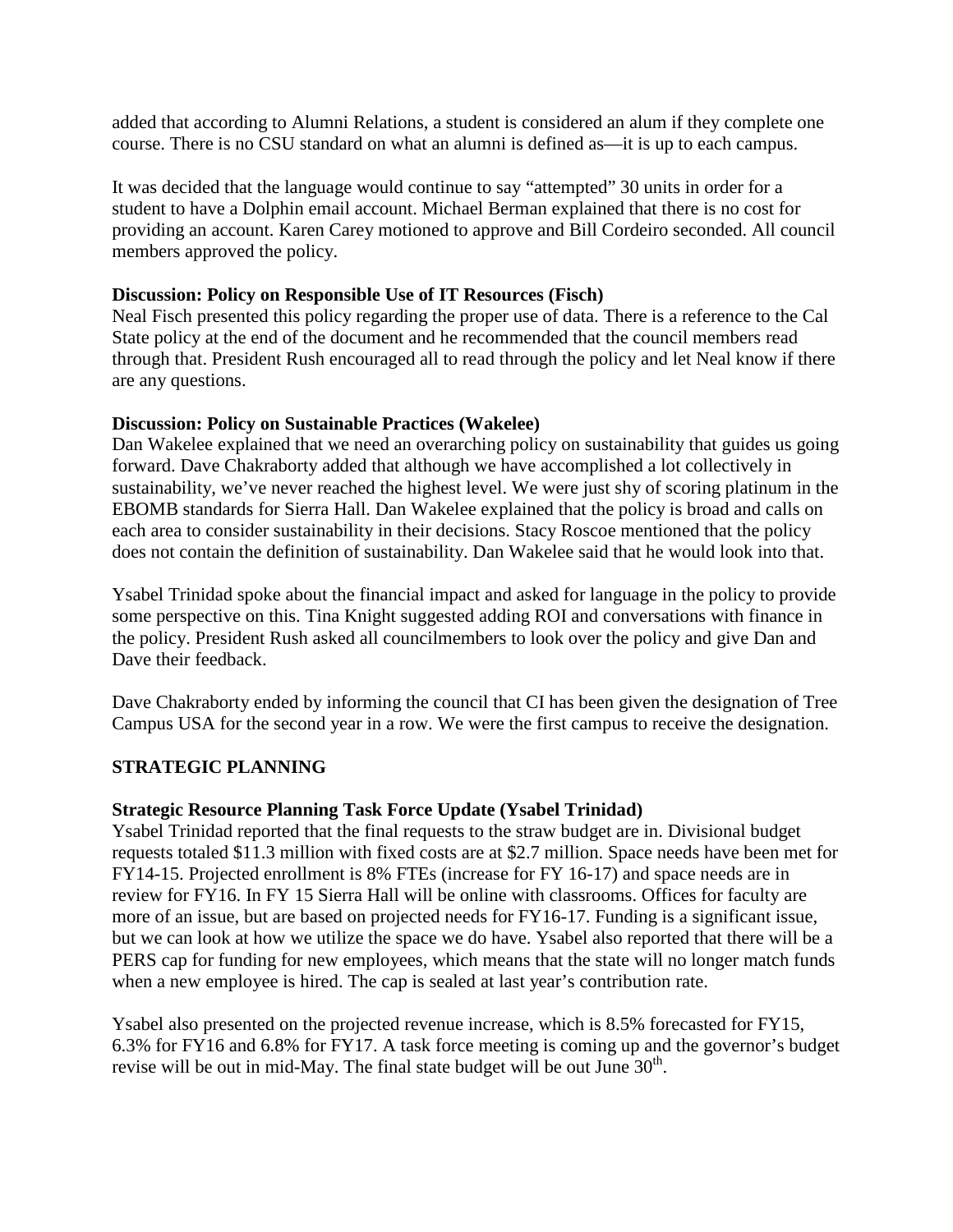added that according to Alumni Relations, a student is considered an alum if they complete one course. There is no CSU standard on what an alumni is defined as—it is up to each campus.

It was decided that the language would continue to say "attempted" 30 units in order for a student to have a Dolphin email account. Michael Berman explained that there is no cost for providing an account. Karen Carey motioned to approve and Bill Cordeiro seconded. All council members approved the policy.

**Discussion: Policy on Responsible Use of IT Resources (Fisch)**
Neal Fisch presented this policy regarding the proper use of data. There is a reference to the Cal State policy at the end of the document and he recommended that the council members read through that. President Rush encouraged all to read through the policy and let Neal know if there are any questions.

**Discussion: Policy on Sustainable Practices (Wakelee)**
Dan Wakelee explained that we need an overarching policy on sustainability that guides us going forward. Dave Chakraborty added that although we have accomplished a lot collectively in sustainability, we've never reached the highest level. We were just shy of scoring platinum in the EBOMB standards for Sierra Hall. Dan Wakelee explained that the policy is broad and calls on each area to consider sustainability in their decisions. Stacy Roscoe mentioned that the policy does not contain the definition of sustainability. Dan Wakelee said that he would look into that.

Ysabel Trinidad spoke about the financial impact and asked for language in the policy to provide some perspective on this. Tina Knight suggested adding ROI and conversations with finance in the policy. President Rush asked all councilmembers to look over the policy and give Dan and Dave their feedback.

Dave Chakraborty ended by informing the council that CI has been given the designation of Tree Campus USA for the second year in a row. We were the first campus to receive the designation.

## STRATEGIC PLANNING

**Strategic Resource Planning Task Force Update (Ysabel Trinidad)**
Ysabel Trinidad reported that the final requests to the straw budget are in. Divisional budget requests totaled \$11.3 million with fixed costs are at \$2.7 million. Space needs have been met for FY14-15. Projected enrollment is 8% FTEs (increase for FY 16-17) and space needs are in review for FY16. In FY 15 Sierra Hall will be online with classrooms. Offices for faculty are more of an issue, but are based on projected needs for FY16-17. Funding is a significant issue, but we can look at how we utilize the space we do have. Ysabel also reported that there will be a PERS cap for funding for new employees, which means that the state will no longer match funds when a new employee is hired. The cap is sealed at last year's contribution rate.

Ysabel also presented on the projected revenue increase, which is 8.5% forecasted for FY15, 6.3% for FY16 and 6.8% for FY17. A task force meeting is coming up and the governor's budget revise will be out in mid-May. The final state budget will be out June 30th.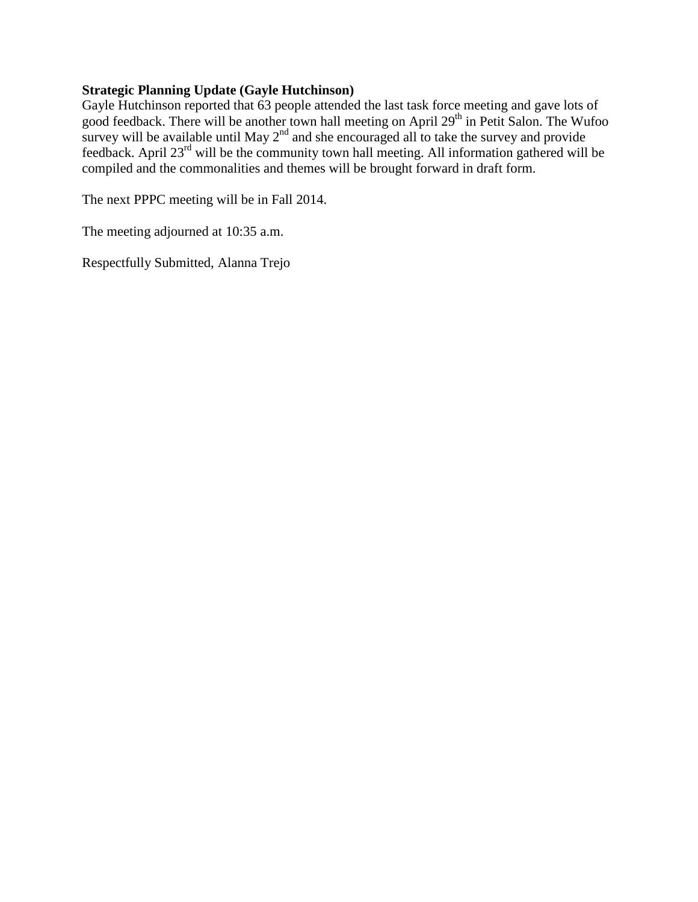**Strategic Planning Update (Gayle Hutchinson)**

Gayle Hutchinson reported that 63 people attended the last task force meeting and gave lots of good feedback. There will be another town hall meeting on April 29th in Petit Salon. The Wufoo survey will be available until May 2nd and she encouraged all to take the survey and provide feedback. April 23rd will be the community town hall meeting. All information gathered will be compiled and the commonalities and themes will be brought forward in draft form.

The next PPPC meeting will be in Fall 2014.

The meeting adjourned at 10:35 a.m.

Respectfully Submitted, Alanna Trejo